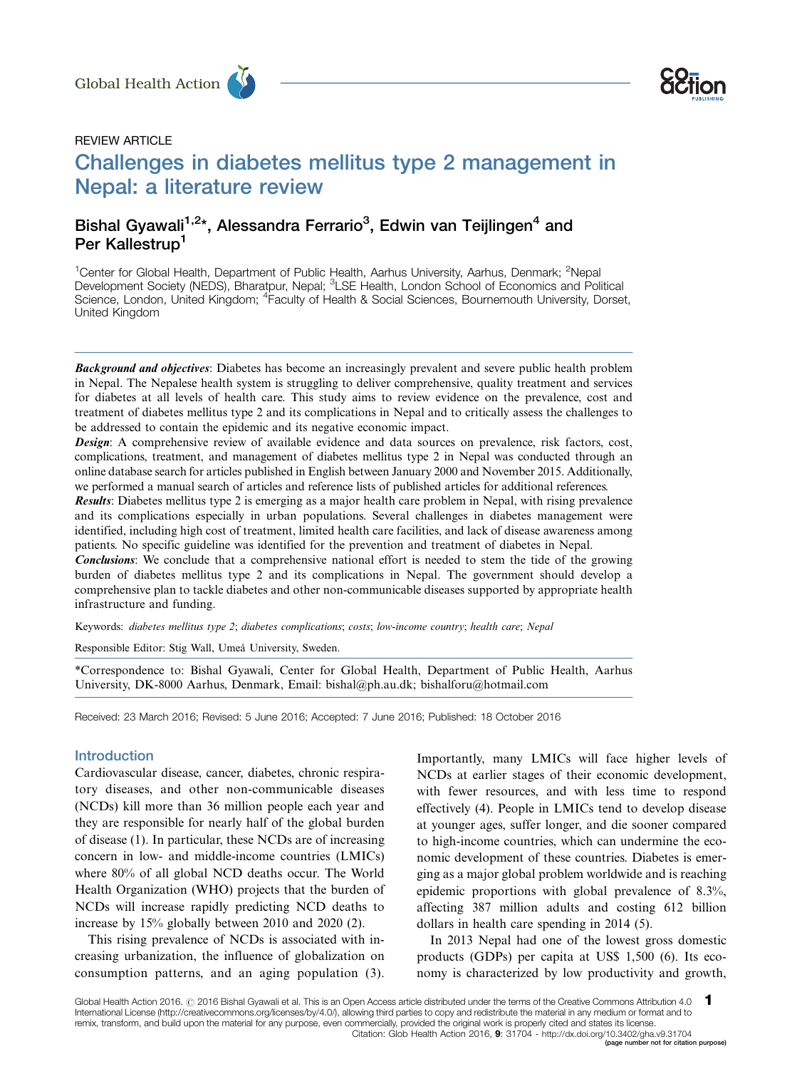REVIEW ARTICLE

# Challenges in diabetes mellitus type 2 management in Nepal: a literature review

**Bishal Gyawali[1,2]*, Alessandra Ferrario[3], Edwin van Teijlingen[4] and Per Kallestrup[1]**

[1]Center for Global Health, Department of Public Health, Aarhus University, Aarhus, Denmark; [2]Nepal Development Society (NEDS), Bharatpur, Nepal; [3]LSE Health, London School of Economics and Political Science, London, United Kingdom; [4]Faculty of Health & Social Sciences, Bournemouth University, Dorset, United Kingdom

***Background and objectives***: Diabetes has become an increasingly prevalent and severe public health problem in Nepal. The Nepalese health system is struggling to deliver comprehensive, quality treatment and services for diabetes at all levels of health care. This study aims to review evidence on the prevalence, cost and treatment of diabetes mellitus type 2 and its complications in Nepal and to critically assess the challenges to be addressed to contain the epidemic and its negative economic impact.

***Design***: A comprehensive review of available evidence and data sources on prevalence, risk factors, cost, complications, treatment, and management of diabetes mellitus type 2 in Nepal was conducted through an online database search for articles published in English between January 2000 and November 2015. Additionally, we performed a manual search of articles and reference lists of published articles for additional references.

***Results***: Diabetes mellitus type 2 is emerging as a major health care problem in Nepal, with rising prevalence and its complications especially in urban populations. Several challenges in diabetes management were identified, including high cost of treatment, limited health care facilities, and lack of disease awareness among patients. No specific guideline was identified for the prevention and treatment of diabetes in Nepal.

***Conclusions***: We conclude that a comprehensive national effort is needed to stem the tide of the growing burden of diabetes mellitus type 2 and its complications in Nepal. The government should develop a comprehensive plan to tackle diabetes and other non-communicable diseases supported by appropriate health infrastructure and funding.

Keywords: *diabetes mellitus type 2*; *diabetes complications*; *costs*; *low-income country*; *health care*; *Nepal*

Responsible Editor: Stig Wall, Umeå University, Sweden.

*Correspondence to: Bishal Gyawali, Center for Global Health, Department of Public Health, Aarhus University, DK-8000 Aarhus, Denmark, Email: bishal@ph.au.dk; bishalforu@hotmail.com

Received: 23 March 2016; Revised: 5 June 2016; Accepted: 7 June 2016; Published: 18 October 2016

## Introduction

Cardiovascular disease, cancer, diabetes, chronic respiratory diseases, and other non-communicable diseases (NCDs) kill more than 36 million people each year and they are responsible for nearly half of the global burden of disease (1). In particular, these NCDs are of increasing concern in low- and middle-income countries (LMICs) where 80% of all global NCD deaths occur. The World Health Organization (WHO) projects that the burden of NCDs will increase rapidly predicting NCD deaths to increase by 15% globally between 2010 and 2020 (2).

This rising prevalence of NCDs is associated with increasing urbanization, the influence of globalization on consumption patterns, and an aging population (3). Importantly, many LMICs will face higher levels of NCDs at earlier stages of their economic development, with fewer resources, and with less time to respond effectively (4). People in LMICs tend to develop disease at younger ages, suffer longer, and die sooner compared to high-income countries, which can undermine the economic development of these countries. Diabetes is emerging as a major global problem worldwide and is reaching epidemic proportions with global prevalence of 8.3%, affecting 387 million adults and costing 612 billion dollars in health care spending in 2014 (5).

In 2013 Nepal had one of the lowest gross domestic products (GDPs) per capita at US$ 1,500 (6). Its economy is characterized by low productivity and growth,

Global Health Action 2016. © 2016 Bishal Gyawali et al. This is an Open Access article distributed under the terms of the Creative Commons Attribution 4.0 International License (http://creativecommons.org/licenses/by/4.0/), allowing third parties to copy and redistribute the material in any medium or format and to remix, transform, and build upon the material for any purpose, even commercially, provided the original work is properly cited and states its license.

Citation: Glob Health Action 2016, 9: 31704 - http://dx.doi.org/10.3402/gha.v9.31704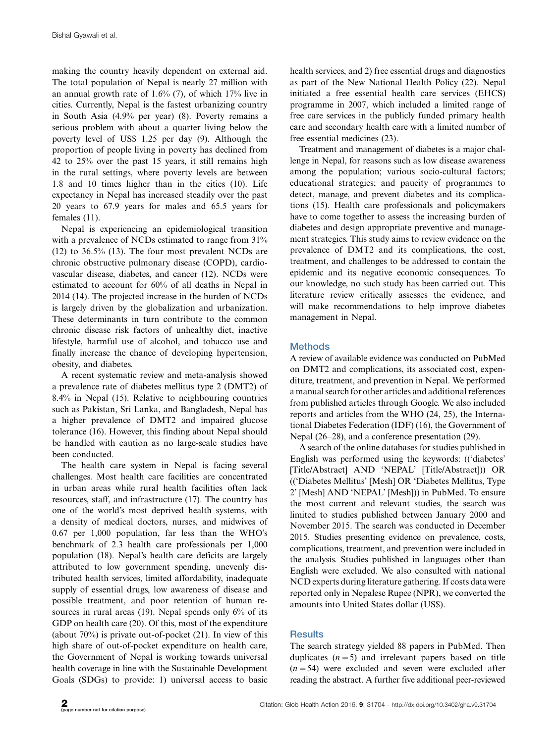making the country heavily dependent on external aid. The total population of Nepal is nearly 27 million with an annual growth rate of 1.6% (7), of which 17% live in cities. Currently, Nepal is the fastest urbanizing country in South Asia (4.9% per year) (8). Poverty remains a serious problem with about a quarter living below the poverty level of US$ 1.25 per day (9). Although the proportion of people living in poverty has declined from 42 to 25% over the past 15 years, it still remains high in the rural settings, where poverty levels are between 1.8 and 10 times higher than in the cities (10). Life expectancy in Nepal has increased steadily over the past 20 years to 67.9 years for males and 65.5 years for females (11).

Nepal is experiencing an epidemiological transition with a prevalence of NCDs estimated to range from 31% (12) to 36.5% (13). The four most prevalent NCDs are chronic obstructive pulmonary disease (COPD), cardiovascular disease, diabetes, and cancer (12). NCDs were estimated to account for 60% of all deaths in Nepal in 2014 (14). The projected increase in the burden of NCDs is largely driven by the globalization and urbanization. These determinants in turn contribute to the common chronic disease risk factors of unhealthy diet, inactive lifestyle, harmful use of alcohol, and tobacco use and finally increase the chance of developing hypertension, obesity, and diabetes.

A recent systematic review and meta-analysis showed a prevalence rate of diabetes mellitus type 2 (DMT2) of 8.4% in Nepal (15). Relative to neighbouring countries such as Pakistan, Sri Lanka, and Bangladesh, Nepal has a higher prevalence of DMT2 and impaired glucose tolerance (16). However, this finding about Nepal should be handled with caution as no large-scale studies have been conducted.

The health care system in Nepal is facing several challenges. Most health care facilities are concentrated in urban areas while rural health facilities often lack resources, staff, and infrastructure (17). The country has one of the world's most deprived health systems, with a density of medical doctors, nurses, and midwives of 0.67 per 1,000 population, far less than the WHO's benchmark of 2.3 health care professionals per 1,000 population (18). Nepal's health care deficits are largely attributed to low government spending, unevenly distributed health services, limited affordability, inadequate supply of essential drugs, low awareness of disease and possible treatment, and poor retention of human resources in rural areas (19). Nepal spends only 6% of its GDP on health care (20). Of this, most of the expenditure (about 70%) is private out-of-pocket (21). In view of this high share of out-of-pocket expenditure on health care, the Government of Nepal is working towards universal health coverage in line with the Sustainable Development Goals (SDGs) to provide: 1) universal access to basic health services, and 2) free essential drugs and diagnostics as part of the New National Health Policy (22). Nepal initiated a free essential health care services (EHCS) programme in 2007, which included a limited range of free care services in the publicly funded primary health care and secondary health care with a limited number of free essential medicines (23).

Treatment and management of diabetes is a major challenge in Nepal, for reasons such as low disease awareness among the population; various socio-cultural factors; educational strategies; and paucity of programmes to detect, manage, and prevent diabetes and its complications (15). Health care professionals and policymakers have to come together to assess the increasing burden of diabetes and design appropriate preventive and management strategies. This study aims to review evidence on the prevalence of DMT2 and its complications, the cost, treatment, and challenges to be addressed to contain the epidemic and its negative economic consequences. To our knowledge, no such study has been carried out. This literature review critically assesses the evidence, and will make recommendations to help improve diabetes management in Nepal.

## Methods

A review of available evidence was conducted on PubMed on DMT2 and complications, its associated cost, expenditure, treatment, and prevention in Nepal. We performed a manual search for other articles and additional references from published articles through Google. We also included reports and articles from the WHO (24, 25), the International Diabetes Federation (IDF) (16), the Government of Nepal (26–28), and a conference presentation (29).

A search of the online databases for studies published in English was performed using the keywords: (('diabetes' [Title/Abstract] AND 'NEPAL' [Title/Abstract])) OR (('Diabetes Mellitus' [Mesh] OR 'Diabetes Mellitus, Type 2' [Mesh] AND 'NEPAL' [Mesh])) in PubMed. To ensure the most current and relevant studies, the search was limited to studies published between January 2000 and November 2015. The search was conducted in December 2015. Studies presenting evidence on prevalence, costs, complications, treatment, and prevention were included in the analysis. Studies published in languages other than English were excluded. We also consulted with national NCD experts during literature gathering. If costs data were reported only in Nepalese Rupee (NPR), we converted the amounts into United States dollar (US$).

## Results

The search strategy yielded 88 papers in PubMed. Then duplicates ($n = 5$) and irrelevant papers based on title ($n = 54$) were excluded and seven were excluded after reading the abstract. A further five additional peer-reviewed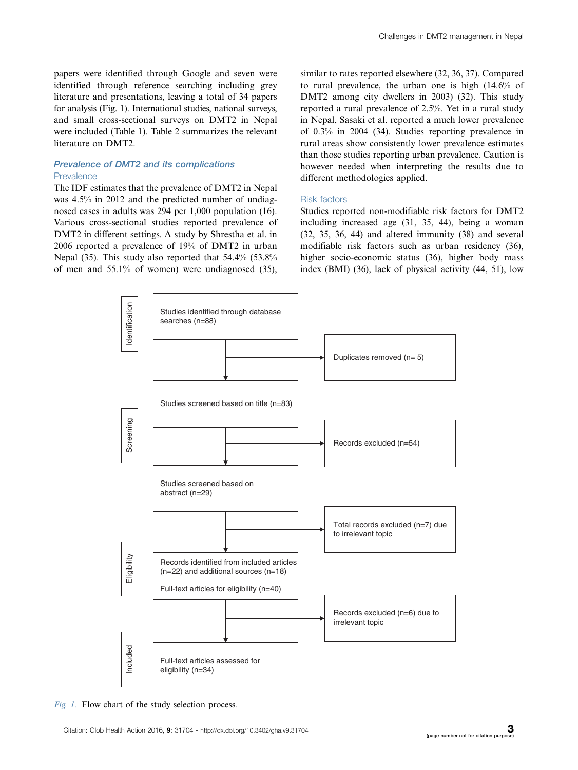papers were identified through Google and seven were identified through reference searching including grey literature and presentations, leaving a total of 34 papers for analysis (Fig. 1). International studies, national surveys, and small cross-sectional surveys on DMT2 in Nepal were included (Table 1). Table 2 summarizes the relevant literature on DMT2.

## Prevalence of DMT2 and its complications

### Prevalence

The IDF estimates that the prevalence of DMT2 in Nepal was 4.5% in 2012 and the predicted number of undiagnosed cases in adults was 294 per 1,000 population (16). Various cross-sectional studies reported prevalence of DMT2 in different settings. A study by Shrestha et al. in 2006 reported a prevalence of 19% of DMT2 in urban Nepal (35). This study also reported that 54.4% (53.8% of men and 55.1% of women) were undiagnosed (35), similar to rates reported elsewhere (32, 36, 37). Compared to rural prevalence, the urban one is high (14.6% of DMT2 among city dwellers in 2003) (32). This study reported a rural prevalence of 2.5%. Yet in a rural study in Nepal, Sasaki et al. reported a much lower prevalence of 0.3% in 2004 (34). Studies reporting prevalence in rural areas show consistently lower prevalence estimates than those studies reporting urban prevalence. Caution is however needed when interpreting the results due to different methodologies applied.

### Risk factors

Studies reported non-modifiable risk factors for DMT2 including increased age (31, 35, 44), being a woman (32, 35, 36, 44) and altered immunity (38) and several modifiable risk factors such as urban residency (36), higher socio-economic status (36), higher body mass index (BMI) (36), lack of physical activity (44, 51), low

| Stage | Main flow | Excluded |
|---|---|---|
| Identification | Studies identified through database searches (n=88) | Duplicates removed (n= 5) |
| Screening | Studies screened based on title (n=83) | Records excluded (n=54) |
| | Studies screened based on abstract (n=29) | Total records excluded (n=7) due to irrelevant topic |
| Eligibility | Records identified from included articles (n=22) and additional sources (n=18) <br> Full-text articles for eligibility (n=40) | Records excluded (n=6) due to irrelevant topic |
| Included | Full-text articles assessed for eligibility (n=34) | |

*Fig. 1.* Flow chart of the study selection process.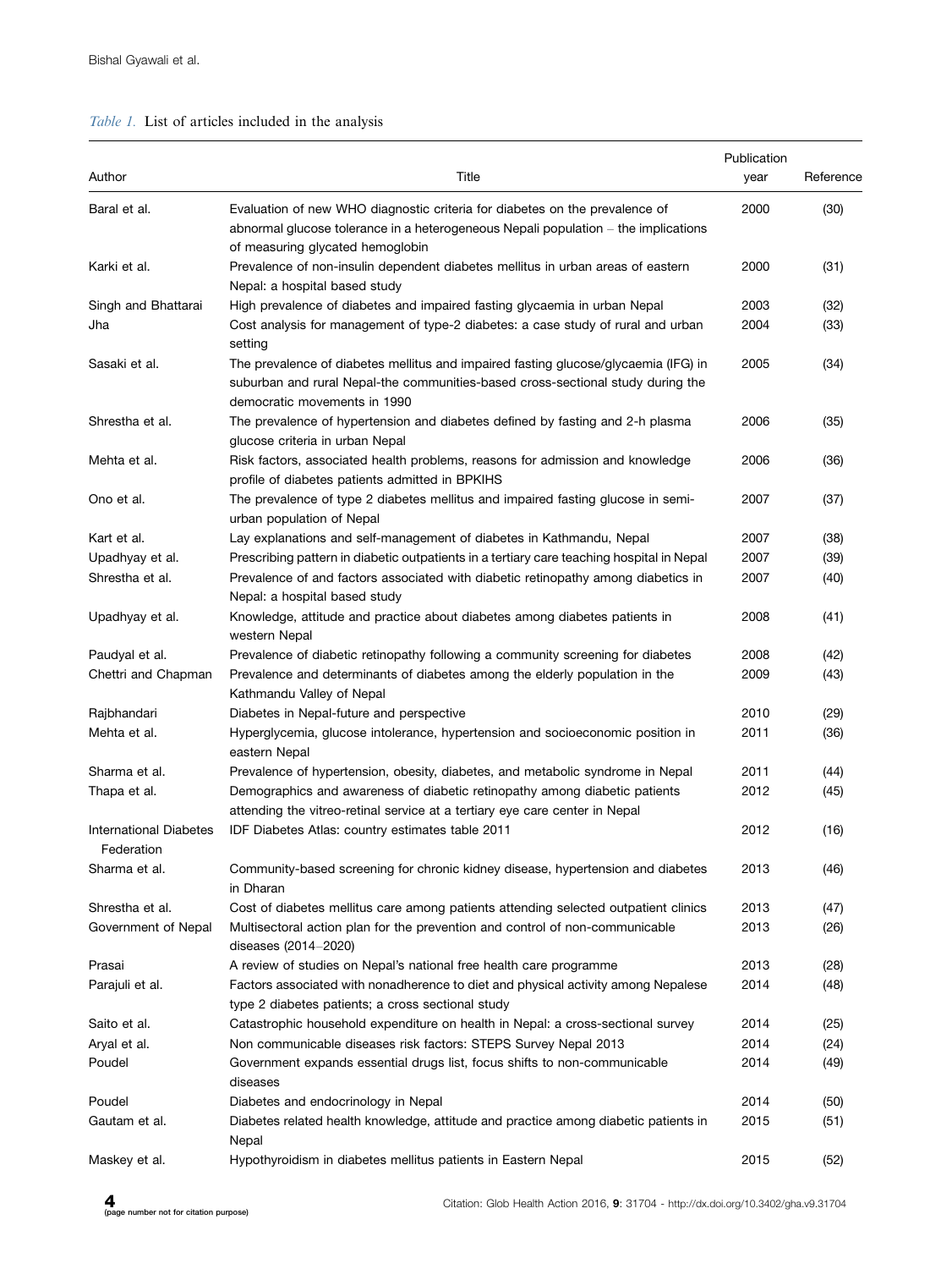*Table 1.* List of articles included in the analysis

| Author | Title | Publication year | Reference |
|---|---|---|---|
| Baral et al. | Evaluation of new WHO diagnostic criteria for diabetes on the prevalence of abnormal glucose tolerance in a heterogeneous Nepali population – the implications of measuring glycated hemoglobin | 2000 | (30) |
| Karki et al. | Prevalence of non-insulin dependent diabetes mellitus in urban areas of eastern Nepal: a hospital based study | 2000 | (31) |
| Singh and Bhattarai | High prevalence of diabetes and impaired fasting glycaemia in urban Nepal | 2003 | (32) |
| Jha | Cost analysis for management of type-2 diabetes: a case study of rural and urban setting | 2004 | (33) |
| Sasaki et al. | The prevalence of diabetes mellitus and impaired fasting glucose/glycaemia (IFG) in suburban and rural Nepal-the communities-based cross-sectional study during the democratic movements in 1990 | 2005 | (34) |
| Shrestha et al. | The prevalence of hypertension and diabetes defined by fasting and 2-h plasma glucose criteria in urban Nepal | 2006 | (35) |
| Mehta et al. | Risk factors, associated health problems, reasons for admission and knowledge profile of diabetes patients admitted in BPKIHS | 2006 | (36) |
| Ono et al. | The prevalence of type 2 diabetes mellitus and impaired fasting glucose in semi-urban population of Nepal | 2007 | (37) |
| Kart et al. | Lay explanations and self-management of diabetes in Kathmandu, Nepal | 2007 | (38) |
| Upadhyay et al. | Prescribing pattern in diabetic outpatients in a tertiary care teaching hospital in Nepal | 2007 | (39) |
| Shrestha et al. | Prevalence of and factors associated with diabetic retinopathy among diabetics in Nepal: a hospital based study | 2007 | (40) |
| Upadhyay et al. | Knowledge, attitude and practice about diabetes among diabetes patients in western Nepal | 2008 | (41) |
| Paudyal et al. | Prevalence of diabetic retinopathy following a community screening for diabetes | 2008 | (42) |
| Chettri and Chapman | Prevalence and determinants of diabetes among the elderly population in the Kathmandu Valley of Nepal | 2009 | (43) |
| Rajbhandari | Diabetes in Nepal-future and perspective | 2010 | (29) |
| Mehta et al. | Hyperglycemia, glucose intolerance, hypertension and socioeconomic position in eastern Nepal | 2011 | (36) |
| Sharma et al. | Prevalence of hypertension, obesity, diabetes, and metabolic syndrome in Nepal | 2011 | (44) |
| Thapa et al. | Demographics and awareness of diabetic retinopathy among diabetic patients attending the vitreo-retinal service at a tertiary eye care center in Nepal | 2012 | (45) |
| International Diabetes Federation | IDF Diabetes Atlas: country estimates table 2011 | 2012 | (16) |
| Sharma et al. | Community-based screening for chronic kidney disease, hypertension and diabetes in Dharan | 2013 | (46) |
| Shrestha et al. | Cost of diabetes mellitus care among patients attending selected outpatient clinics | 2013 | (47) |
| Government of Nepal | Multisectoral action plan for the prevention and control of non-communicable diseases (2014–2020) | 2013 | (26) |
| Prasai | A review of studies on Nepal's national free health care programme | 2013 | (28) |
| Parajuli et al. | Factors associated with nonadherence to diet and physical activity among Nepalese type 2 diabetes patients; a cross sectional study | 2014 | (48) |
| Saito et al. | Catastrophic household expenditure on health in Nepal: a cross-sectional survey | 2014 | (25) |
| Aryal et al. | Non communicable diseases risk factors: STEPS Survey Nepal 2013 | 2014 | (24) |
| Poudel | Government expands essential drugs list, focus shifts to non-communicable diseases | 2014 | (49) |
| Poudel | Diabetes and endocrinology in Nepal | 2014 | (50) |
| Gautam et al. | Diabetes related health knowledge, attitude and practice among diabetic patients in Nepal | 2015 | (51) |
| Maskey et al. | Hypothyroidism in diabetes mellitus patients in Eastern Nepal | 2015 | (52) |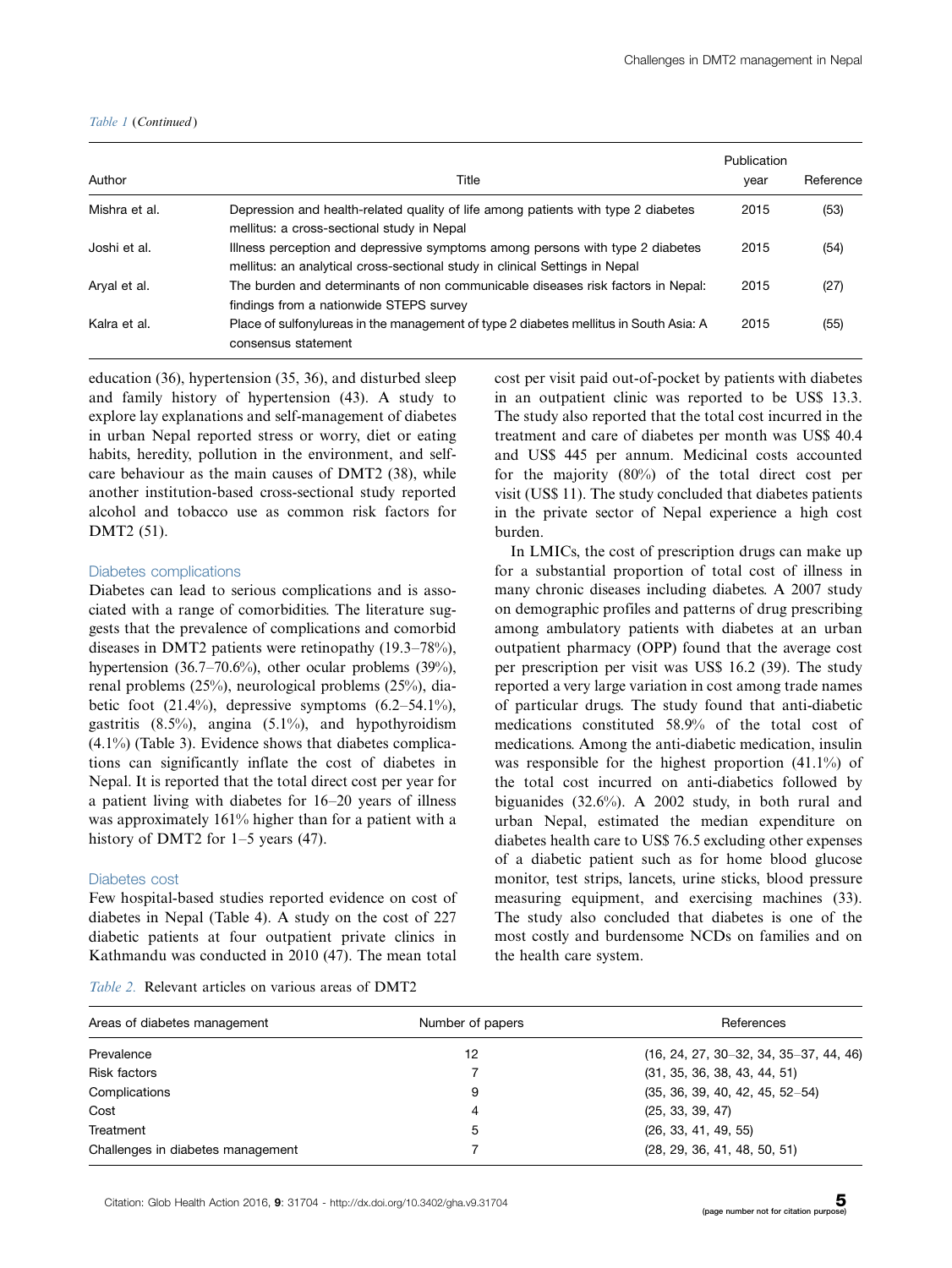*Table 1* (*Continued*)

| Author | Title | Publication year | Reference |
|---|---|---|---|
| Mishra et al. | Depression and health-related quality of life among patients with type 2 diabetes mellitus: a cross-sectional study in Nepal | 2015 | (53) |
| Joshi et al. | Illness perception and depressive symptoms among persons with type 2 diabetes mellitus: an analytical cross-sectional study in clinical Settings in Nepal | 2015 | (54) |
| Aryal et al. | The burden and determinants of non communicable diseases risk factors in Nepal: findings from a nationwide STEPS survey | 2015 | (27) |
| Kalra et al. | Place of sulfonylureas in the management of type 2 diabetes mellitus in South Asia: A consensus statement | 2015 | (55) |

education (36), hypertension (35, 36), and disturbed sleep and family history of hypertension (43). A study to explore lay explanations and self-management of diabetes in urban Nepal reported stress or worry, diet or eating habits, heredity, pollution in the environment, and self-care behaviour as the main causes of DMT2 (38), while another institution-based cross-sectional study reported alcohol and tobacco use as common risk factors for DMT2 (51).

### Diabetes complications

Diabetes can lead to serious complications and is associated with a range of comorbidities. The literature suggests that the prevalence of complications and comorbid diseases in DMT2 patients were retinopathy (19.3–78%), hypertension (36.7–70.6%), other ocular problems (39%), renal problems (25%), neurological problems (25%), diabetic foot (21.4%), depressive symptoms (6.2–54.1%), gastritis (8.5%), angina (5.1%), and hypothyroidism (4.1%) (Table 3). Evidence shows that diabetes complications can significantly inflate the cost of diabetes in Nepal. It is reported that the total direct cost per year for a patient living with diabetes for 16–20 years of illness was approximately 161% higher than for a patient with a history of DMT2 for 1–5 years (47).

### Diabetes cost

Few hospital-based studies reported evidence on cost of diabetes in Nepal (Table 4). A study on the cost of 227 diabetic patients at four outpatient private clinics in Kathmandu was conducted in 2010 (47). The mean total cost per visit paid out-of-pocket by patients with diabetes in an outpatient clinic was reported to be US$ 13.3. The study also reported that the total cost incurred in the treatment and care of diabetes per month was US$ 40.4 and US$ 445 per annum. Medicinal costs accounted for the majority (80%) of the total direct cost per visit (US$ 11). The study concluded that diabetes patients in the private sector of Nepal experience a high cost burden.

In LMICs, the cost of prescription drugs can make up for a substantial proportion of total cost of illness in many chronic diseases including diabetes. A 2007 study on demographic profiles and patterns of drug prescribing among ambulatory patients with diabetes at an urban outpatient pharmacy (OPP) found that the average cost per prescription per visit was US$ 16.2 (39). The study reported a very large variation in cost among trade names of particular drugs. The study found that anti-diabetic medications constituted 58.9% of the total cost of medications. Among the anti-diabetic medication, insulin was responsible for the highest proportion (41.1%) of the total cost incurred on anti-diabetics followed by biguanides (32.6%). A 2002 study, in both rural and urban Nepal, estimated the median expenditure on diabetes health care to US$ 76.5 excluding other expenses of a diabetic patient such as for home blood glucose monitor, test strips, lancets, urine sticks, blood pressure measuring equipment, and exercising machines (33). The study also concluded that diabetes is one of the most costly and burdensome NCDs on families and on the health care system.

*Table 2.* Relevant articles on various areas of DMT2

| Areas of diabetes management | Number of papers | References |
|---|---|---|
| Prevalence | 12 | (16, 24, 27, 30–32, 34, 35–37, 44, 46) |
| Risk factors | 7 | (31, 35, 36, 38, 43, 44, 51) |
| Complications | 9 | (35, 36, 39, 40, 42, 45, 52–54) |
| Cost | 4 | (25, 33, 39, 47) |
| Treatment | 5 | (26, 33, 41, 49, 55) |
| Challenges in diabetes management | 7 | (28, 29, 36, 41, 48, 50, 51) |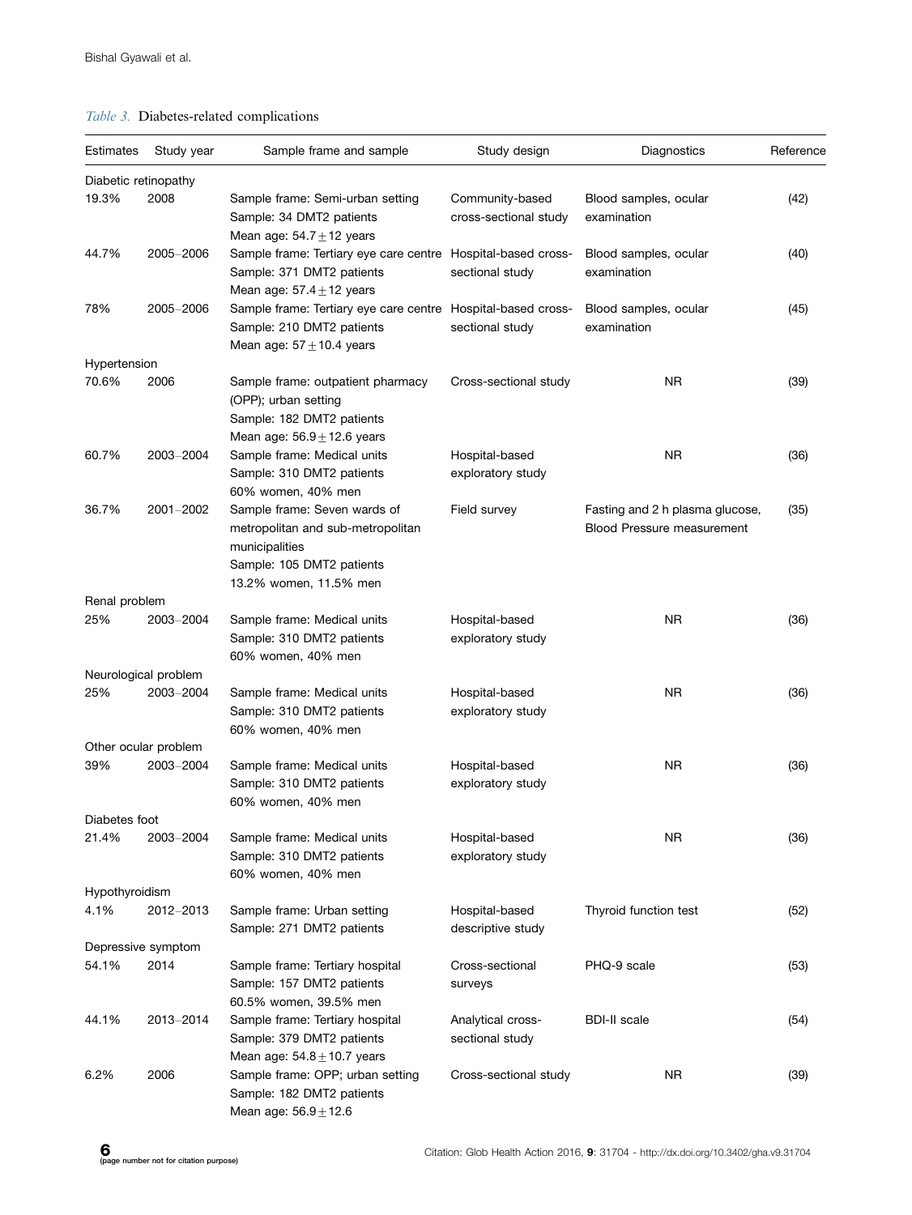*Table 3.* Diabetes-related complications

| Estimates | Study year | Sample frame and sample | Study design | Diagnostics | Reference |
|---|---|---|---|---|---|
| Diabetic retinopathy | | | | | |
| 19.3% | 2008 | Sample frame: Semi-urban setting<br>Sample: 34 DMT2 patients<br>Mean age: 54.7 ± 12 years | Community-based cross-sectional study | Blood samples, ocular examination | (42) |
| 44.7% | 2005–2006 | Sample frame: Tertiary eye care centre<br>Sample: 371 DMT2 patients<br>Mean age: 57.4 ± 12 years | Hospital-based cross-sectional study | Blood samples, ocular examination | (40) |
| 78% | 2005–2006 | Sample frame: Tertiary eye care centre<br>Sample: 210 DMT2 patients<br>Mean age: 57 ± 10.4 years | Hospital-based cross-sectional study | Blood samples, ocular examination | (45) |
| Hypertension | | | | | |
| 70.6% | 2006 | Sample frame: outpatient pharmacy (OPP); urban setting<br>Sample: 182 DMT2 patients<br>Mean age: 56.9 ± 12.6 years | Cross-sectional study | NR | (39) |
| 60.7% | 2003–2004 | Sample frame: Medical units<br>Sample: 310 DMT2 patients<br>60% women, 40% men | Hospital-based exploratory study | NR | (36) |
| 36.7% | 2001–2002 | Sample frame: Seven wards of metropolitan and sub-metropolitan municipalities<br>Sample: 105 DMT2 patients<br>13.2% women, 11.5% men | Field survey | Fasting and 2 h plasma glucose, Blood Pressure measurement | (35) |
| Renal problem | | | | | |
| 25% | 2003–2004 | Sample frame: Medical units<br>Sample: 310 DMT2 patients<br>60% women, 40% men | Hospital-based exploratory study | NR | (36) |
| Neurological problem | | | | | |
| 25% | 2003–2004 | Sample frame: Medical units<br>Sample: 310 DMT2 patients<br>60% women, 40% men | Hospital-based exploratory study | NR | (36) |
| Other ocular problem | | | | | |
| 39% | 2003–2004 | Sample frame: Medical units<br>Sample: 310 DMT2 patients<br>60% women, 40% men | Hospital-based exploratory study | NR | (36) |
| Diabetes foot | | | | | |
| 21.4% | 2003–2004 | Sample frame: Medical units<br>Sample: 310 DMT2 patients<br>60% women, 40% men | Hospital-based exploratory study | NR | (36) |
| Hypothyroidism | | | | | |
| 4.1% | 2012–2013 | Sample frame: Urban setting<br>Sample: 271 DMT2 patients | Hospital-based descriptive study | Thyroid function test | (52) |
| Depressive symptom | | | | | |
| 54.1% | 2014 | Sample frame: Tertiary hospital<br>Sample: 157 DMT2 patients<br>60.5% women, 39.5% men | Cross-sectional surveys | PHQ-9 scale | (53) |
| 44.1% | 2013–2014 | Sample frame: Tertiary hospital<br>Sample: 379 DMT2 patients<br>Mean age: 54.8 ± 10.7 years | Analytical cross-sectional study | BDI-II scale | (54) |
| 6.2% | 2006 | Sample frame: OPP; urban setting<br>Sample: 182 DMT2 patients<br>Mean age: 56.9 ± 12.6 | Cross-sectional study | NR | (39) |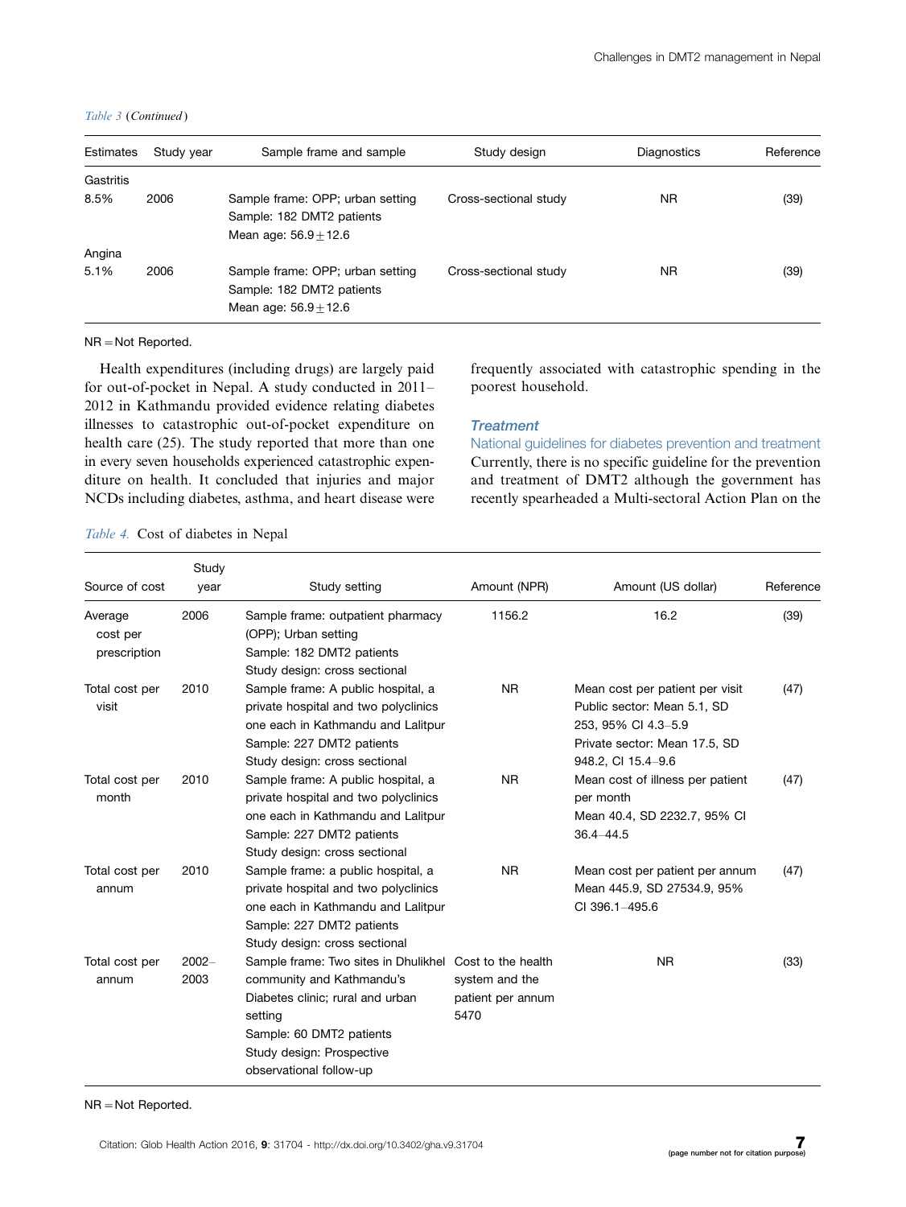*Table 3* (*Continued*)

| Estimates | Study year | Sample frame and sample | Study design | Diagnostics | Reference |
|---|---|---|---|---|---|
| Gastritis | | | | | |
| 8.5% | 2006 | Sample frame: OPP; urban setting<br>Sample: 182 DMT2 patients<br>Mean age: 56.9 ± 12.6 | Cross-sectional study | NR | (39) |
| Angina | | | | | |
| 5.1% | 2006 | Sample frame: OPP; urban setting<br>Sample: 182 DMT2 patients<br>Mean age: 56.9 ± 12.6 | Cross-sectional study | NR | (39) |

NR = Not Reported.

Health expenditures (including drugs) are largely paid for out-of-pocket in Nepal. A study conducted in 2011–2012 in Kathmandu provided evidence relating diabetes illnesses to catastrophic out-of-pocket expenditure on health care (25). The study reported that more than one in every seven households experienced catastrophic expenditure on health. It concluded that injuries and major NCDs including diabetes, asthma, and heart disease were frequently associated with catastrophic spending in the poorest household.

### Treatment

#### National guidelines for diabetes prevention and treatment

Currently, there is no specific guideline for the prevention and treatment of DMT2 although the government has recently spearheaded a Multi-sectoral Action Plan on the

*Table 4.* Cost of diabetes in Nepal

| Source of cost | Study year | Study setting | Amount (NPR) | Amount (US dollar) | Reference |
|---|---|---|---|---|---|
| Average cost per prescription | 2006 | Sample frame: outpatient pharmacy (OPP); Urban setting<br>Sample: 182 DMT2 patients<br>Study design: cross sectional | 1156.2 | 16.2 | (39) |
| Total cost per visit | 2010 | Sample frame: A public hospital, a private hospital and two polyclinics one each in Kathmandu and Lalitpur<br>Sample: 227 DMT2 patients<br>Study design: cross sectional | NR | Mean cost per patient per visit<br>Public sector: Mean 5.1, SD 253, 95% CI 4.3–5.9<br>Private sector: Mean 17.5, SD 948.2, CI 15.4–9.6 | (47) |
| Total cost per month | 2010 | Sample frame: A public hospital, a private hospital and two polyclinics one each in Kathmandu and Lalitpur<br>Sample: 227 DMT2 patients<br>Study design: cross sectional | NR | Mean cost of illness per patient per month<br>Mean 40.4, SD 2232.7, 95% CI 36.4–44.5 | (47) |
| Total cost per annum | 2010 | Sample frame: a public hospital, a private hospital and two polyclinics one each in Kathmandu and Lalitpur<br>Sample: 227 DMT2 patients<br>Study design: cross sectional | NR | Mean cost per patient per annum<br>Mean 445.9, SD 27534.9, 95% CI 396.1–495.6 | (47) |
| Total cost per annum | 2002–2003 | Sample frame: Two sites in Dhulikhel community and Kathmandu's Diabetes clinic; rural and urban setting<br>Sample: 60 DMT2 patients<br>Study design: Prospective observational follow-up | Cost to the health system and the patient per annum 5470 | NR | (33) |

NR = Not Reported.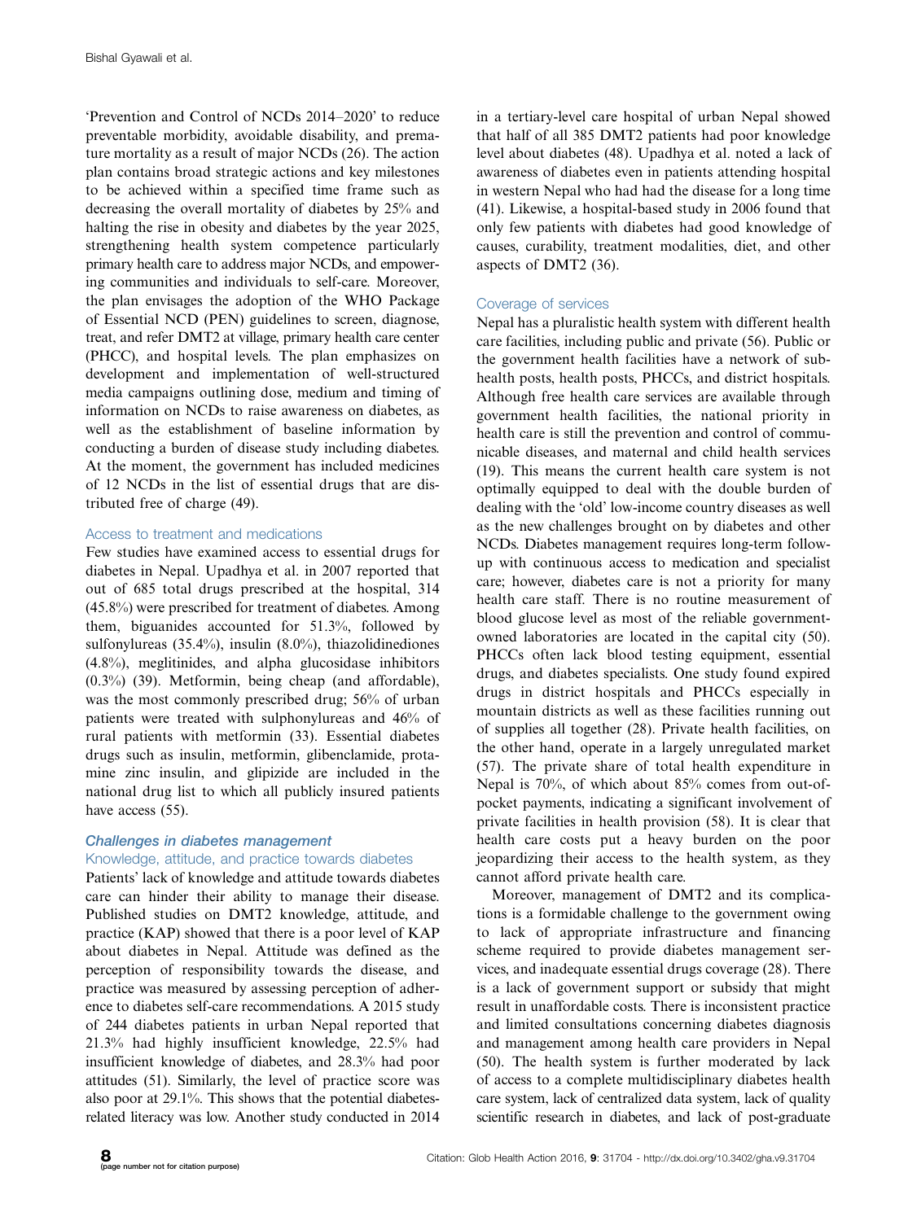'Prevention and Control of NCDs 2014–2020' to reduce preventable morbidity, avoidable disability, and premature mortality as a result of major NCDs (26). The action plan contains broad strategic actions and key milestones to be achieved within a specified time frame such as decreasing the overall mortality of diabetes by 25% and halting the rise in obesity and diabetes by the year 2025, strengthening health system competence particularly primary health care to address major NCDs, and empowering communities and individuals to self-care. Moreover, the plan envisages the adoption of the WHO Package of Essential NCD (PEN) guidelines to screen, diagnose, treat, and refer DMT2 at village, primary health care center (PHCC), and hospital levels. The plan emphasizes on development and implementation of well-structured media campaigns outlining dose, medium and timing of information on NCDs to raise awareness on diabetes, as well as the establishment of baseline information by conducting a burden of disease study including diabetes. At the moment, the government has included medicines of 12 NCDs in the list of essential drugs that are distributed free of charge (49).

### Access to treatment and medications

Few studies have examined access to essential drugs for diabetes in Nepal. Upadhya et al. in 2007 reported that out of 685 total drugs prescribed at the hospital, 314 (45.8%) were prescribed for treatment of diabetes. Among them, biguanides accounted for 51.3%, followed by sulfonylureas (35.4%), insulin (8.0%), thiazolidinediones (4.8%), meglitinides, and alpha glucosidase inhibitors (0.3%) (39). Metformin, being cheap (and affordable), was the most commonly prescribed drug; 56% of urban patients were treated with sulphonylureas and 46% of rural patients with metformin (33). Essential diabetes drugs such as insulin, metformin, glibenclamide, protamine zinc insulin, and glipizide are included in the national drug list to which all publicly insured patients have access (55).

## *Challenges in diabetes management*

### Knowledge, attitude, and practice towards diabetes

Patients' lack of knowledge and attitude towards diabetes care can hinder their ability to manage their disease. Published studies on DMT2 knowledge, attitude, and practice (KAP) showed that there is a poor level of KAP about diabetes in Nepal. Attitude was defined as the perception of responsibility towards the disease, and practice was measured by assessing perception of adherence to diabetes self-care recommendations. A 2015 study of 244 diabetes patients in urban Nepal reported that 21.3% had highly insufficient knowledge, 22.5% had insufficient knowledge of diabetes, and 28.3% had poor attitudes (51). Similarly, the level of practice score was also poor at 29.1%. This shows that the potential diabetes-related literacy was low. Another study conducted in 2014 in a tertiary-level care hospital of urban Nepal showed that half of all 385 DMT2 patients had poor knowledge level about diabetes (48). Upadhya et al. noted a lack of awareness of diabetes even in patients attending hospital in western Nepal who had had the disease for a long time (41). Likewise, a hospital-based study in 2006 found that only few patients with diabetes had good knowledge of causes, curability, treatment modalities, diet, and other aspects of DMT2 (36).

### Coverage of services

Nepal has a pluralistic health system with different health care facilities, including public and private (56). Public or the government health facilities have a network of sub-health posts, health posts, PHCCs, and district hospitals. Although free health care services are available through government health facilities, the national priority in health care is still the prevention and control of communicable diseases, and maternal and child health services (19). This means the current health care system is not optimally equipped to deal with the double burden of dealing with the 'old' low-income country diseases as well as the new challenges brought on by diabetes and other NCDs. Diabetes management requires long-term follow-up with continuous access to medication and specialist care; however, diabetes care is not a priority for many health care staff. There is no routine measurement of blood glucose level as most of the reliable government-owned laboratories are located in the capital city (50). PHCCs often lack blood testing equipment, essential drugs, and diabetes specialists. One study found expired drugs in district hospitals and PHCCs especially in mountain districts as well as these facilities running out of supplies all together (28). Private health facilities, on the other hand, operate in a largely unregulated market (57). The private share of total health expenditure in Nepal is 70%, of which about 85% comes from out-of-pocket payments, indicating a significant involvement of private facilities in health provision (58). It is clear that health care costs put a heavy burden on the poor jeopardizing their access to the health system, as they cannot afford private health care.

Moreover, management of DMT2 and its complications is a formidable challenge to the government owing to lack of appropriate infrastructure and financing scheme required to provide diabetes management services, and inadequate essential drugs coverage (28). There is a lack of government support or subsidy that might result in unaffordable costs. There is inconsistent practice and limited consultations concerning diabetes diagnosis and management among health care providers in Nepal (50). The health system is further moderated by lack of access to a complete multidisciplinary diabetes health care system, lack of centralized data system, lack of quality scientific research in diabetes, and lack of post-graduate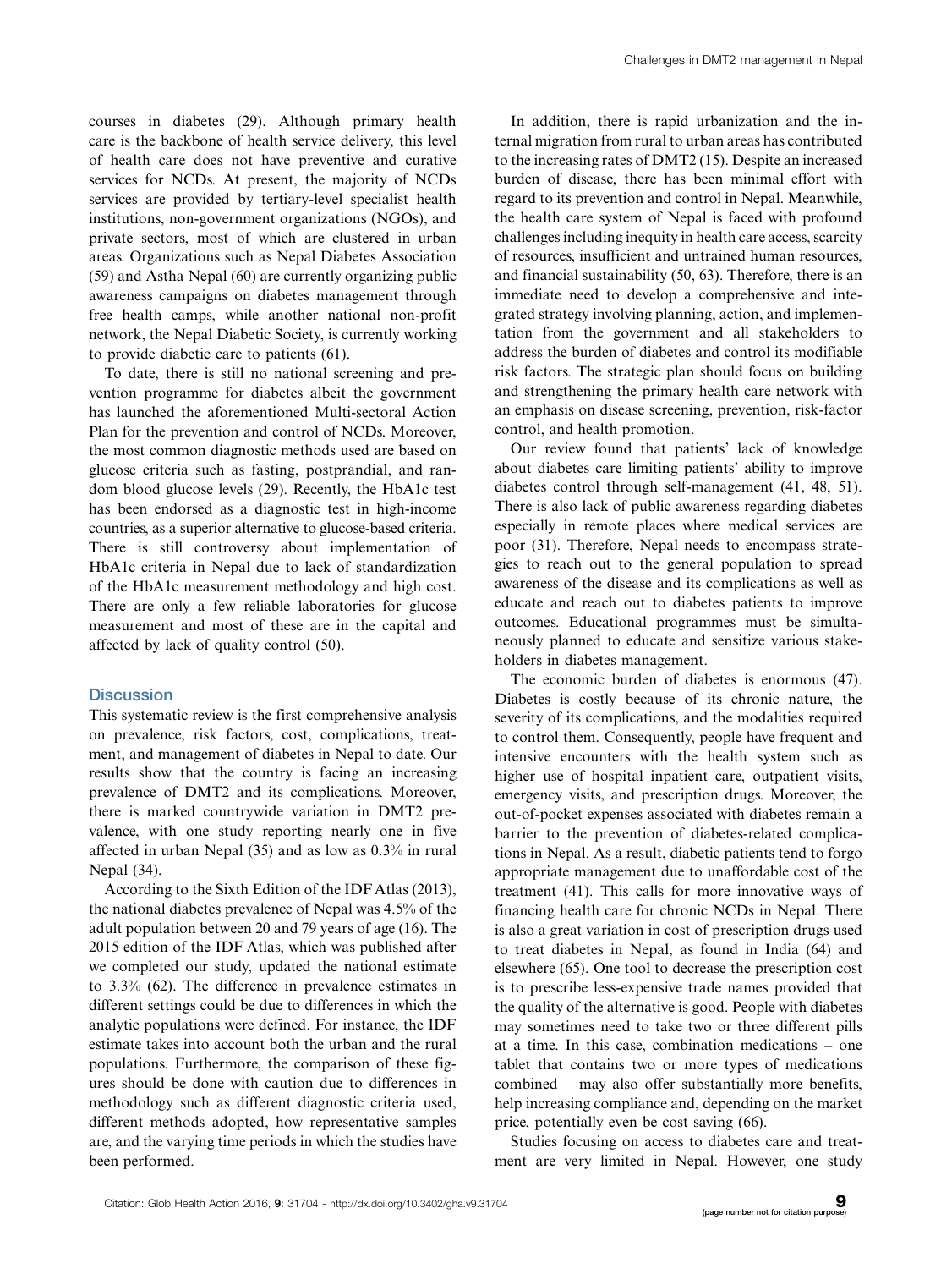courses in diabetes (29). Although primary health care is the backbone of health service delivery, this level of health care does not have preventive and curative services for NCDs. At present, the majority of NCDs services are provided by tertiary-level specialist health institutions, non-government organizations (NGOs), and private sectors, most of which are clustered in urban areas. Organizations such as Nepal Diabetes Association (59) and Astha Nepal (60) are currently organizing public awareness campaigns on diabetes management through free health camps, while another national non-profit network, the Nepal Diabetic Society, is currently working to provide diabetic care to patients (61).

To date, there is still no national screening and prevention programme for diabetes albeit the government has launched the aforementioned Multi-sectoral Action Plan for the prevention and control of NCDs. Moreover, the most common diagnostic methods used are based on glucose criteria such as fasting, postprandial, and random blood glucose levels (29). Recently, the HbA1c test has been endorsed as a diagnostic test in high-income countries, as a superior alternative to glucose-based criteria. There is still controversy about implementation of HbA1c criteria in Nepal due to lack of standardization of the HbA1c measurement methodology and high cost. There are only a few reliable laboratories for glucose measurement and most of these are in the capital and affected by lack of quality control (50).

## Discussion

This systematic review is the first comprehensive analysis on prevalence, risk factors, cost, complications, treatment, and management of diabetes in Nepal to date. Our results show that the country is facing an increasing prevalence of DMT2 and its complications. Moreover, there is marked countrywide variation in DMT2 prevalence, with one study reporting nearly one in five affected in urban Nepal (35) and as low as 0.3% in rural Nepal (34).

According to the Sixth Edition of the IDF Atlas (2013), the national diabetes prevalence of Nepal was 4.5% of the adult population between 20 and 79 years of age (16). The 2015 edition of the IDF Atlas, which was published after we completed our study, updated the national estimate to 3.3% (62). The difference in prevalence estimates in different settings could be due to differences in which the analytic populations were defined. For instance, the IDF estimate takes into account both the urban and the rural populations. Furthermore, the comparison of these figures should be done with caution due to differences in methodology such as different diagnostic criteria used, different methods adopted, how representative samples are, and the varying time periods in which the studies have been performed.

In addition, there is rapid urbanization and the internal migration from rural to urban areas has contributed to the increasing rates of DMT2 (15). Despite an increased burden of disease, there has been minimal effort with regard to its prevention and control in Nepal. Meanwhile, the health care system of Nepal is faced with profound challenges including inequity in health care access, scarcity of resources, insufficient and untrained human resources, and financial sustainability (50, 63). Therefore, there is an immediate need to develop a comprehensive and integrated strategy involving planning, action, and implementation from the government and all stakeholders to address the burden of diabetes and control its modifiable risk factors. The strategic plan should focus on building and strengthening the primary health care network with an emphasis on disease screening, prevention, risk-factor control, and health promotion.

Our review found that patients' lack of knowledge about diabetes care limiting patients' ability to improve diabetes control through self-management (41, 48, 51). There is also lack of public awareness regarding diabetes especially in remote places where medical services are poor (31). Therefore, Nepal needs to encompass strategies to reach out to the general population to spread awareness of the disease and its complications as well as educate and reach out to diabetes patients to improve outcomes. Educational programmes must be simultaneously planned to educate and sensitize various stakeholders in diabetes management.

The economic burden of diabetes is enormous (47). Diabetes is costly because of its chronic nature, the severity of its complications, and the modalities required to control them. Consequently, people have frequent and intensive encounters with the health system such as higher use of hospital inpatient care, outpatient visits, emergency visits, and prescription drugs. Moreover, the out-of-pocket expenses associated with diabetes remain a barrier to the prevention of diabetes-related complications in Nepal. As a result, diabetic patients tend to forgo appropriate management due to unaffordable cost of the treatment (41). This calls for more innovative ways of financing health care for chronic NCDs in Nepal. There is also a great variation in cost of prescription drugs used to treat diabetes in Nepal, as found in India (64) and elsewhere (65). One tool to decrease the prescription cost is to prescribe less-expensive trade names provided that the quality of the alternative is good. People with diabetes may sometimes need to take two or three different pills at a time. In this case, combination medications – one tablet that contains two or more types of medications combined – may also offer substantially more benefits, help increasing compliance and, depending on the market price, potentially even be cost saving (66).

Studies focusing on access to diabetes care and treatment are very limited in Nepal. However, one study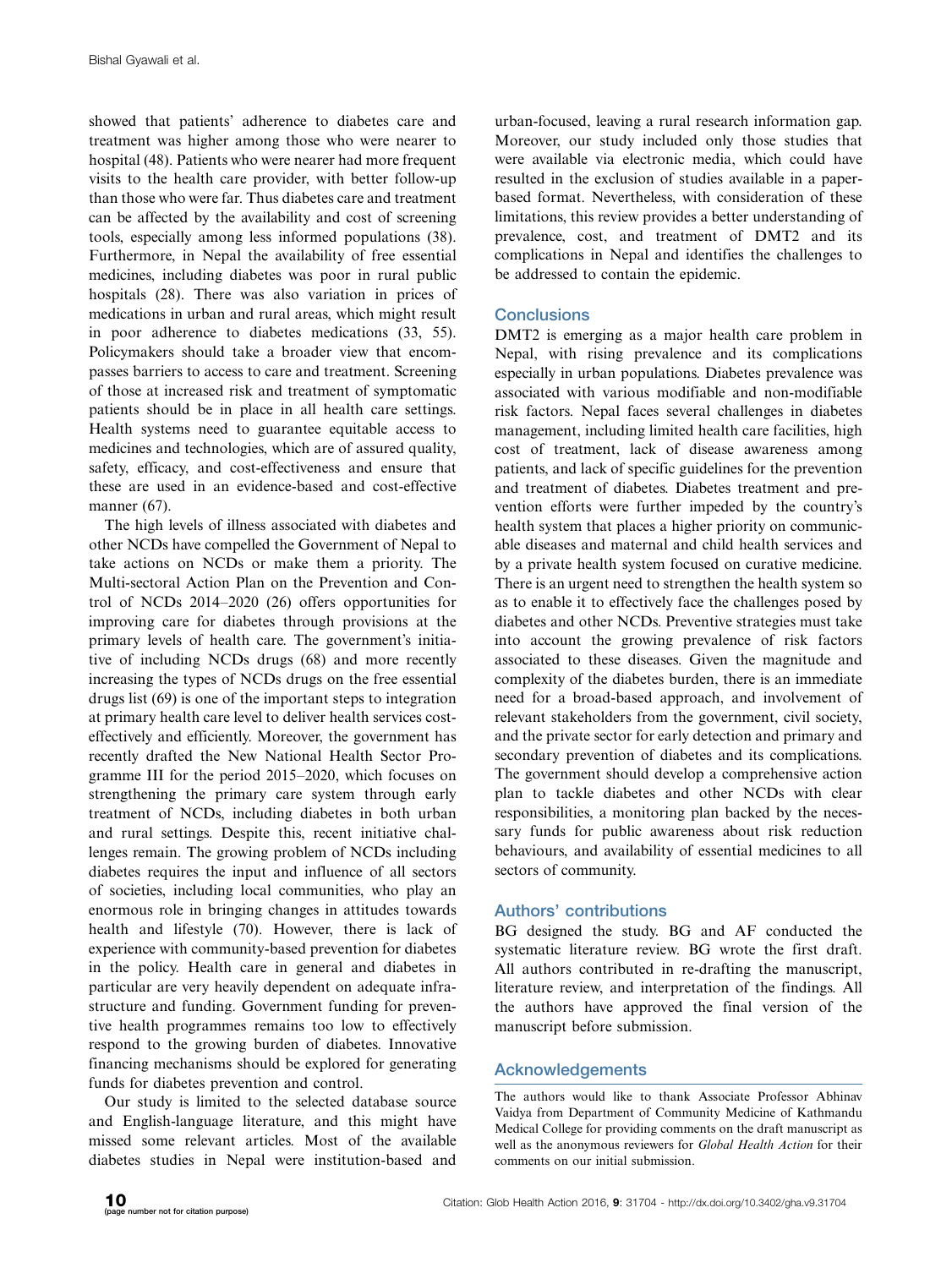showed that patients' adherence to diabetes care and treatment was higher among those who were nearer to hospital (48). Patients who were nearer had more frequent visits to the health care provider, with better follow-up than those who were far. Thus diabetes care and treatment can be affected by the availability and cost of screening tools, especially among less informed populations (38). Furthermore, in Nepal the availability of free essential medicines, including diabetes was poor in rural public hospitals (28). There was also variation in prices of medications in urban and rural areas, which might result in poor adherence to diabetes medications (33, 55). Policymakers should take a broader view that encompasses barriers to access to care and treatment. Screening of those at increased risk and treatment of symptomatic patients should be in place in all health care settings. Health systems need to guarantee equitable access to medicines and technologies, which are of assured quality, safety, efficacy, and cost-effectiveness and ensure that these are used in an evidence-based and cost-effective manner (67).

The high levels of illness associated with diabetes and other NCDs have compelled the Government of Nepal to take actions on NCDs or make them a priority. The Multi-sectoral Action Plan on the Prevention and Control of NCDs 2014–2020 (26) offers opportunities for improving care for diabetes through provisions at the primary levels of health care. The government's initiative of including NCDs drugs (68) and more recently increasing the types of NCDs drugs on the free essential drugs list (69) is one of the important steps to integration at primary health care level to deliver health services cost-effectively and efficiently. Moreover, the government has recently drafted the New National Health Sector Programme III for the period 2015–2020, which focuses on strengthening the primary care system through early treatment of NCDs, including diabetes in both urban and rural settings. Despite this, recent initiative challenges remain. The growing problem of NCDs including diabetes requires the input and influence of all sectors of societies, including local communities, who play an enormous role in bringing changes in attitudes towards health and lifestyle (70). However, there is lack of experience with community-based prevention for diabetes in the policy. Health care in general and diabetes in particular are very heavily dependent on adequate infrastructure and funding. Government funding for preventive health programmes remains too low to effectively respond to the growing burden of diabetes. Innovative financing mechanisms should be explored for generating funds for diabetes prevention and control.

Our study is limited to the selected database source and English-language literature, and this might have missed some relevant articles. Most of the available diabetes studies in Nepal were institution-based and urban-focused, leaving a rural research information gap. Moreover, our study included only those studies that were available via electronic media, which could have resulted in the exclusion of studies available in a paper-based format. Nevertheless, with consideration of these limitations, this review provides a better understanding of prevalence, cost, and treatment of DMT2 and its complications in Nepal and identifies the challenges to be addressed to contain the epidemic.

## Conclusions

DMT2 is emerging as a major health care problem in Nepal, with rising prevalence and its complications especially in urban populations. Diabetes prevalence was associated with various modifiable and non-modifiable risk factors. Nepal faces several challenges in diabetes management, including limited health care facilities, high cost of treatment, lack of disease awareness among patients, and lack of specific guidelines for the prevention and treatment of diabetes. Diabetes treatment and prevention efforts were further impeded by the country's health system that places a higher priority on communicable diseases and maternal and child health services and by a private health system focused on curative medicine. There is an urgent need to strengthen the health system so as to enable it to effectively face the challenges posed by diabetes and other NCDs. Preventive strategies must take into account the growing prevalence of risk factors associated to these diseases. Given the magnitude and complexity of the diabetes burden, there is an immediate need for a broad-based approach, and involvement of relevant stakeholders from the government, civil society, and the private sector for early detection and primary and secondary prevention of diabetes and its complications. The government should develop a comprehensive action plan to tackle diabetes and other NCDs with clear responsibilities, a monitoring plan backed by the necessary funds for public awareness about risk reduction behaviours, and availability of essential medicines to all sectors of community.

## Authors' contributions

BG designed the study. BG and AF conducted the systematic literature review. BG wrote the first draft. All authors contributed in re-drafting the manuscript, literature review, and interpretation of the findings. All the authors have approved the final version of the manuscript before submission.

## Acknowledgements

The authors would like to thank Associate Professor Abhinav Vaidya from Department of Community Medicine of Kathmandu Medical College for providing comments on the draft manuscript as well as the anonymous reviewers for *Global Health Action* for their comments on our initial submission.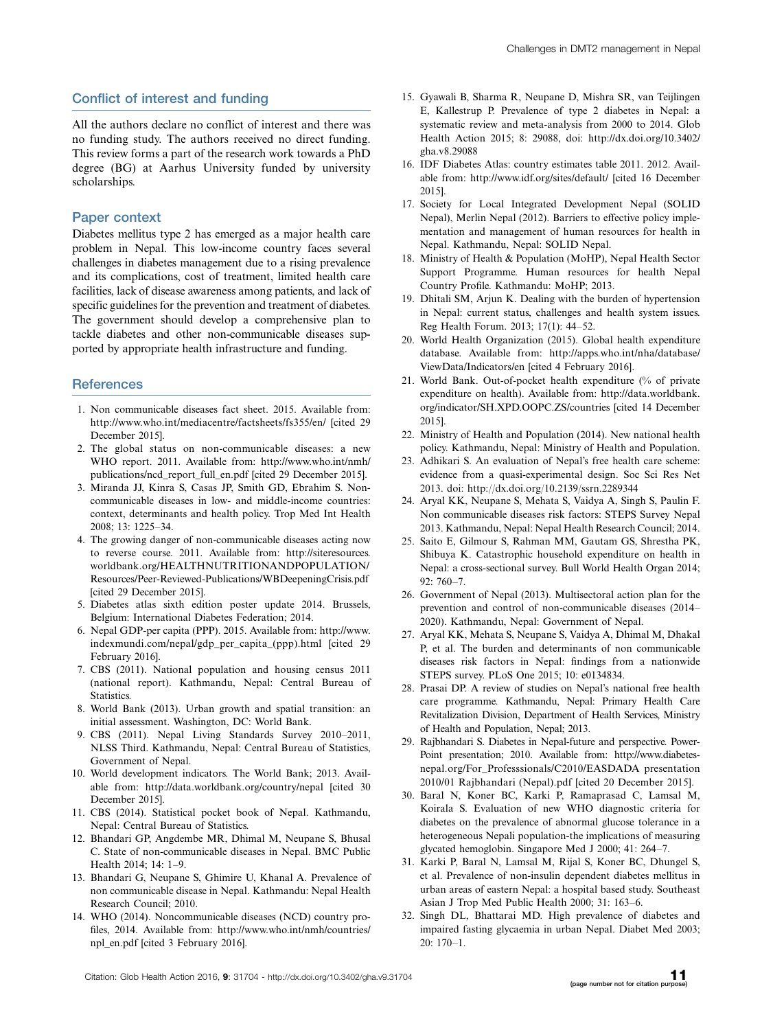## Conflict of interest and funding

All the authors declare no conflict of interest and there was no funding study. The authors received no direct funding. This review forms a part of the research work towards a PhD degree (BG) at Aarhus University funded by university scholarships.

## Paper context

Diabetes mellitus type 2 has emerged as a major health care problem in Nepal. This low-income country faces several challenges in diabetes management due to a rising prevalence and its complications, cost of treatment, limited health care facilities, lack of disease awareness among patients, and lack of specific guidelines for the prevention and treatment of diabetes. The government should develop a comprehensive plan to tackle diabetes and other non-communicable diseases supported by appropriate health infrastructure and funding.

## References

1. Non communicable diseases fact sheet. 2015. Available from: http://www.who.int/mediacentre/factsheets/fs355/en/ [cited 29 December 2015].
2. The global status on non-communicable diseases: a new WHO report. 2011. Available from: http://www.who.int/nmh/publications/ncd_report_full_en.pdf [cited 29 December 2015].
3. Miranda JJ, Kinra S, Casas JP, Smith GD, Ebrahim S. Non-communicable diseases in low- and middle-income countries: context, determinants and health policy. Trop Med Int Health 2008; 13: 1225–34.
4. The growing danger of non-communicable diseases acting now to reverse course. 2011. Available from: http://siteresources.worldbank.org/HEALTHNUTRITIONANDPOPULATION/Resources/Peer-Reviewed-Publications/WBDeepeningCrisis.pdf [cited 29 December 2015].
5. Diabetes atlas sixth edition poster update 2014. Brussels, Belgium: International Diabetes Federation; 2014.
6. Nepal GDP-per capita (PPP). 2015. Available from: http://www.indexmundi.com/nepal/gdp_per_capita_(ppp).html [cited 29 February 2016].
7. CBS (2011). National population and housing census 2011 (national report). Kathmandu, Nepal: Central Bureau of Statistics.
8. World Bank (2013). Urban growth and spatial transition: an initial assessment. Washington, DC: World Bank.
9. CBS (2011). Nepal Living Standards Survey 2010–2011, NLSS Third. Kathmandu, Nepal: Central Bureau of Statistics, Government of Nepal.
10. World development indicators. The World Bank; 2013. Available from: http://data.worldbank.org/country/nepal [cited 30 December 2015].
11. CBS (2014). Statistical pocket book of Nepal. Kathmandu, Nepal: Central Bureau of Statistics.
12. Bhandari GP, Angdembe MR, Dhimal M, Neupane S, Bhusal C. State of non-communicable diseases in Nepal. BMC Public Health 2014; 14: 1–9.
13. Bhandari G, Neupane S, Ghimire U, Khanal A. Prevalence of non communicable disease in Nepal. Kathmandu: Nepal Health Research Council; 2010.
14. WHO (2014). Noncommunicable diseases (NCD) country profiles, 2014. Available from: http://www.who.int/nmh/countries/npl_en.pdf [cited 3 February 2016].
15. Gyawali B, Sharma R, Neupane D, Mishra SR, van Teijlingen E, Kallestrup P. Prevalence of type 2 diabetes in Nepal: a systematic review and meta-analysis from 2000 to 2014. Glob Health Action 2015; 8: 29088, doi: http://dx.doi.org/10.3402/gha.v8.29088
16. IDF Diabetes Atlas: country estimates table 2011. 2012. Available from: http://www.idf.org/sites/default/ [cited 16 December 2015].
17. Society for Local Integrated Development Nepal (SOLID Nepal), Merlin Nepal (2012). Barriers to effective policy implementation and management of human resources for health in Nepal. Kathmandu, Nepal: SOLID Nepal.
18. Ministry of Health & Population (MoHP), Nepal Health Sector Support Programme. Human resources for health Nepal Country Profile. Kathmandu: MoHP; 2013.
19. Dhitali SM, Arjun K. Dealing with the burden of hypertension in Nepal: current status, challenges and health system issues. Reg Health Forum. 2013; 17(1): 44–52.
20. World Health Organization (2015). Global health expenditure database. Available from: http://apps.who.int/nha/database/ViewData/Indicators/en [cited 4 February 2016].
21. World Bank. Out-of-pocket health expenditure (% of private expenditure on health). Available from: http://data.worldbank.org/indicator/SH.XPD.OOPC.ZS/countries [cited 14 December 2015].
22. Ministry of Health and Population (2014). New national health policy. Kathmandu, Nepal: Ministry of Health and Population.
23. Adhikari S. An evaluation of Nepal's free health care scheme: evidence from a quasi-experimental design. Soc Sci Res Net 2013. doi: http://dx.doi.org/10.2139/ssrn.2289344
24. Aryal KK, Neupane S, Mehata S, Vaidya A, Singh S, Paulin F. Non communicable diseases risk factors: STEPS Survey Nepal 2013. Kathmandu, Nepal: Nepal Health Research Council; 2014.
25. Saito E, Gilmour S, Rahman MM, Gautam GS, Shrestha PK, Shibuya K. Catastrophic household expenditure on health in Nepal: a cross-sectional survey. Bull World Health Organ 2014; 92: 760–7.
26. Government of Nepal (2013). Multisectoral action plan for the prevention and control of non-communicable diseases (2014–2020). Kathmandu, Nepal: Government of Nepal.
27. Aryal KK, Mehata S, Neupane S, Vaidya A, Dhimal M, Dhakal P, et al. The burden and determinants of non communicable diseases risk factors in Nepal: findings from a nationwide STEPS survey. PLoS One 2015; 10: e0134834.
28. Prasai DP. A review of studies on Nepal's national free health care programme. Kathmandu, Nepal: Primary Health Care Revitalization Division, Department of Health Services, Ministry of Health and Population, Nepal; 2013.
29. Rajbhandari S. Diabetes in Nepal-future and perspective. PowerPoint presentation; 2010. Available from: http://www.diabetes-nepal.org/For_Professsionals/C2010/EASDADA presentation 2010/01 Rajbhandari (Nepal).pdf [cited 20 December 2015].
30. Baral N, Koner BC, Karki P, Ramaprasad C, Lamsal M, Koirala S. Evaluation of new WHO diagnostic criteria for diabetes on the prevalence of abnormal glucose tolerance in a heterogeneous Nepali population-the implications of measuring glycated hemoglobin. Singapore Med J 2000; 41: 264–7.
31. Karki P, Baral N, Lamsal M, Rijal S, Koner BC, Dhungel S, et al. Prevalence of non-insulin dependent diabetes mellitus in urban areas of eastern Nepal: a hospital based study. Southeast Asian J Trop Med Public Health 2000; 31: 163–6.
32. Singh DL, Bhattarai MD. High prevalence of diabetes and impaired fasting glycaemia in urban Nepal. Diabet Med 2003; 20: 170–1.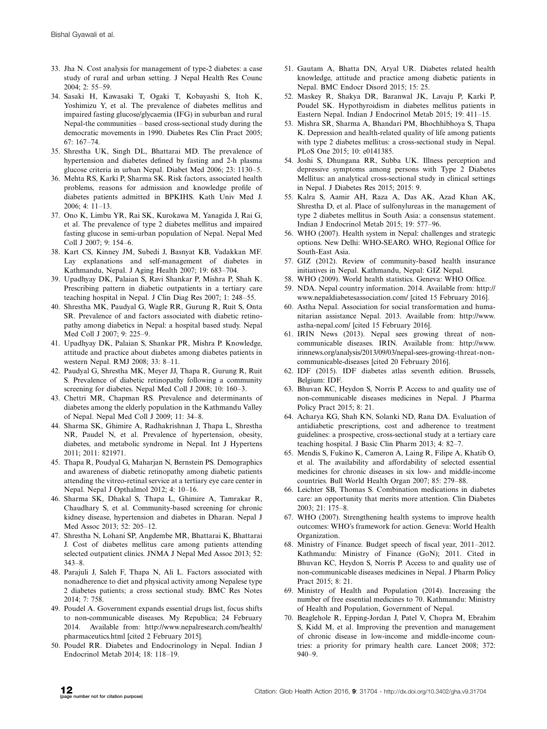33. Jha N. Cost analysis for management of type-2 diabetes: a case study of rural and urban setting. J Nepal Health Res Counc 2004; 2: 55–59.
34. Sasaki H, Kawasaki T, Ogaki T, Kobayashi S, Itoh K, Yoshimizu Y, et al. The prevalence of diabetes mellitus and impaired fasting glucose/glycaemia (IFG) in suburban and rural Nepal-the communities – based cross-sectional study during the democratic movements in 1990. Diabetes Res Clin Pract 2005; 67: 167–74.
35. Shrestha UK, Singh DL, Bhattarai MD. The prevalence of hypertension and diabetes defined by fasting and 2-h plasma glucose criteria in urban Nepal. Diabet Med 2006; 23: 1130–5.
36. Mehta RS, Karki P, Sharma SK. Risk factors, associated health problems, reasons for admission and knowledge profile of diabetes patients admitted in BPKIHS. Kath Univ Med J. 2006; 4: 11–13.
37. Ono K, Limbu YR, Rai SK, Kurokawa M, Yanagida J, Rai G, et al. The prevalence of type 2 diabetes mellitus and impaired fasting glucose in semi-urban population of Nepal. Nepal Med Coll J 2007; 9: 154–6.
38. Kart CS, Kinney JM, Subedi J, Basnyat KB, Vadakkan MF. Lay explanations and self-management of diabetes in Kathmandu, Nepal. J Aging Health 2007; 19: 683–704.
39. Upadhyay DK, Palaian S, Ravi Shankar P, Mishra P, Shah K. Prescribing pattern in diabetic outpatients in a tertiary care teaching hospital in Nepal. J Clin Diag Res 2007; 1: 248–55.
40. Shrestha MK, Paudyal G, Wagle RR, Gurung R, Ruit S, Onta SR. Prevalence of and factors associated with diabetic retinopathy among diabetics in Nepal: a hospital based study. Nepal Med Coll J 2007; 9: 225–9.
41. Upadhyay DK, Palaian S, Shankar PR, Mishra P. Knowledge, attitude and practice about diabetes among diabetes patients in western Nepal. RMJ 2008; 33: 8–11.
42. Paudyal G, Shrestha MK, Meyer JJ, Thapa R, Gurung R, Ruit S. Prevalence of diabetic retinopathy following a community screening for diabetes. Nepal Med Coll J 2008; 10: 160–3.
43. Chettri MR, Chapman RS. Prevalence and determinants of diabetes among the elderly population in the Kathmandu Valley of Nepal. Nepal Med Coll J 2009; 11: 34–8.
44. Sharma SK, Ghimire A, Radhakrishnan J, Thapa L, Shrestha NR, Paudel N, et al. Prevalence of hypertension, obesity, diabetes, and metabolic syndrome in Nepal. Int J Hypertens 2011; 2011: 821971.
45. Thapa R, Poudyal G, Maharjan N, Bernstein PS. Demographics and awareness of diabetic retinopathy among diabetic patients attending the vitreo-retinal service at a tertiary eye care center in Nepal. Nepal J Opthalmol 2012; 4: 10–16.
46. Sharma SK, Dhakal S, Thapa L, Ghimire A, Tamrakar R, Chaudhary S, et al. Community-based screening for chronic kidney disease, hypertension and diabetes in Dharan. Nepal J Med Assoc 2013; 52: 205–12.
47. Shrestha N, Lohani SP, Angdembe MR, Bhattarai K, Bhattarai J. Cost of diabetes mellitus care among patients attending selected outpatient clinics. JNMA J Nepal Med Assoc 2013; 52: 343–8.
48. Parajuli J, Saleh F, Thapa N, Ali L. Factors associated with nonadherence to diet and physical activity among Nepalese type 2 diabetes patients; a cross sectional study. BMC Res Notes 2014; 7: 758.
49. Poudel A. Government expands essential drugs list, focus shifts to non-communicable diseases. My Republica; 24 February 2014. Available from: http://www.nepalresearch.com/health/pharmaceutics.html [cited 2 February 2015].
50. Poudel RR. Diabetes and Endocrinology in Nepal. Indian J Endocrinol Metab 2014; 18: 118–19.
51. Gautam A, Bhatta DN, Aryal UR. Diabetes related health knowledge, attitude and practice among diabetic patients in Nepal. BMC Endocr Disord 2015; 15: 25.
52. Maskey R, Shakya DR, Baranwal JK, Lavaju P, Karki P, Poudel SK. Hypothyroidism in diabetes mellitus patients in Eastern Nepal. Indian J Endocrinol Metab 2015; 19: 411–15.
53. Mishra SR, Sharma A, Bhandari PM, Bhochhibhoya S, Thapa K. Depression and health-related quality of life among patients with type 2 diabetes mellitus: a cross-sectional study in Nepal. PLoS One 2015; 10: e0141385.
54. Joshi S, Dhungana RR, Subba UK. Illness perception and depressive symptoms among persons with Type 2 Diabetes Mellitus: an analytical cross-sectional study in clinical settings in Nepal. J Diabetes Res 2015; 2015: 9.
55. Kalra S, Aamir AH, Raza A, Das AK, Azad Khan AK, Shrestha D, et al. Place of sulfonylureas in the management of type 2 diabetes mellitus in South Asia: a consensus statement. Indian J Endocrinol Metab 2015; 19: 577–96.
56. WHO (2007). Health system in Nepal: challenges and strategic options. New Delhi: WHO-SEARO. WHO, Regional Office for South-East Asia.
57. GIZ (2012). Review of community-based health insurance initiatives in Nepal. Kathmandu, Nepal: GIZ Nepal.
58. WHO (2009). World health statistics. Geneva: WHO Office.
59. NDA. Nepal country information. 2014. Available from: http://www.nepaldiabetesassociation.com/ [cited 15 February 2016].
60. Astha Nepal. Association for social transformation and humanitarian assistance Nepal. 2013. Available from: http://www.astha-nepal.com/ [cited 15 February 2016].
61. IRIN News (2013). Nepal sees growing threat of non-communicable diseases. IRIN. Available from: http://www.irinnews.org/analysis/2013/09/03/nepal-sees-growing-threat-non-communicable-diseases [cited 20 February 2016].
62. IDF (2015). IDF diabetes atlas seventh edition. Brussels, Belgium: IDF.
63. Bhuvan KC, Heydon S, Norris P. Access to and quality use of non-communicable diseases medicines in Nepal. J Pharma Policy Pract 2015; 8: 21.
64. Acharya KG, Shah KN, Solanki ND, Rana DA. Evaluation of antidiabetic prescriptions, cost and adherence to treatment guidelines: a prospective, cross-sectional study at a tertiary care teaching hospital. J Basic Clin Pharm 2013; 4: 82–7.
65. Mendis S, Fukino K, Cameron A, Laing R, Filipe A, Khatib O, et al. The availability and affordability of selected essential medicines for chronic diseases in six low- and middle-income countries. Bull World Health Organ 2007; 85: 279–88.
66. Leichter SB, Thomas S. Combination medications in diabetes care: an opportunity that merits more attention. Clin Diabetes 2003; 21: 175–8.
67. WHO (2007). Strengthening health systems to improve health outcomes: WHO's framework for action. Geneva: World Health Organization.
68. Ministry of Finance. Budget speech of fiscal year, 2011–2012. Kathmandu: Ministry of Finance (GoN); 2011. Cited in Bhuvan KC, Heydon S, Norris P. Access to and quality use of non-communicable diseases medicines in Nepal. J Pharm Policy Pract 2015; 8: 21.
69. Ministry of Health and Population (2014). Increasing the number of free essential medicines to 70. Kathmandu: Ministry of Health and Population, Government of Nepal.
70. Beaglehole R, Epping-Jordan J, Patel V, Chopra M, Ebrahim S, Kidd M, et al. Improving the prevention and management of chronic disease in low-income and middle-income countries: a priority for primary health care. Lancet 2008; 372: 940–9.